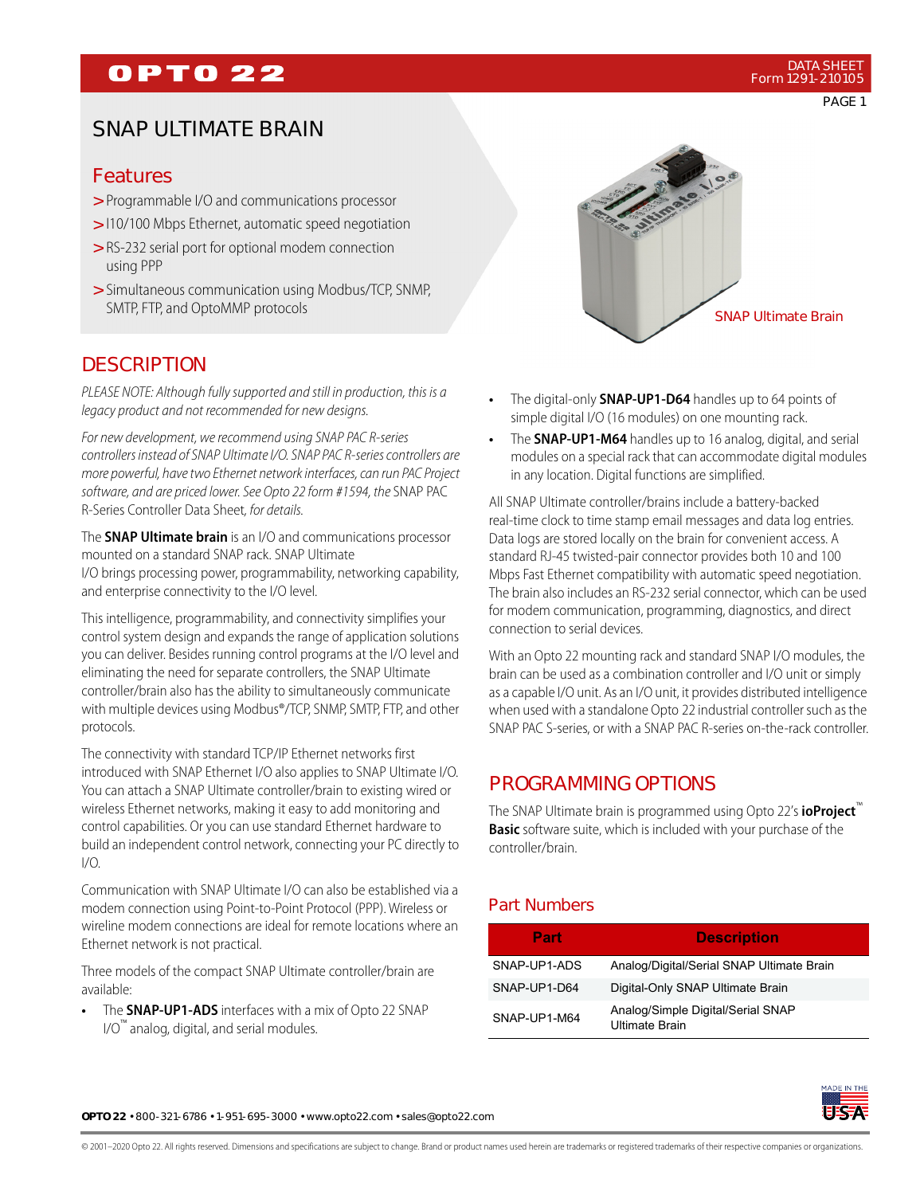# SNAP ULTIMATE BRAIN

## Features

- > Programmable I/O and communications processor
- > I10/100 Mbps Ethernet, automatic speed negotiation
- > RS-232 serial port for optional modem connection using PPP
- > Simultaneous communication using Modbus/TCP, SNMP, SMTP, FTP, and OptoMMP protocols

SNAP Ultimate Brain

## DESCRIPTION

*PLEASE NOTE: Although fully supported and still in production, this is a legacy product and not recommended for new designs.*

*For new development, we recommend using SNAP PAC R-series controllers instead of SNAP Ultimate I/O. SNAP PAC R-series controllers are more powerful, have two Ethernet network interfaces, can run PAC Project software, and are priced lower. See Opto 22 form #1594, the* SNAP PAC R-Series Controller Data Sheet, *for details.*

The **SNAP Ultimate brain** is an I/O and communications processor mounted on a standard SNAP rack. SNAP Ultimate I/O brings processing power, programmability, networking capability, and enterprise connectivity to the I/O level.

This intelligence, programmability, and connectivity simplifies your control system design and expands the range of application solutions you can deliver. Besides running control programs at the I/O level and eliminating the need for separate controllers, the SNAP Ultimate controller/brain also has the ability to simultaneously communicate with multiple devices using Modbus®/TCP, SNMP, SMTP, FTP, and other protocols.

The connectivity with standard TCP/IP Ethernet networks first introduced with SNAP Ethernet I/O also applies to SNAP Ultimate I/O. You can attach a SNAP Ultimate controller/brain to existing wired or wireless Ethernet networks, making it easy to add monitoring and control capabilities. Or you can use standard Ethernet hardware to build an independent control network, connecting your PC directly to I/O.

Communication with SNAP Ultimate I/O can also be established via a modem connection using Point-to-Point Protocol (PPP). Wireless or wireline modem connections are ideal for remote locations where an Ethernet network is not practical.

Three models of the compact SNAP Ultimate controller/brain are available:

- The **SNAP-UP1-ADS** interfaces with a mix of Opto 22 SNAP I/O™ analog, digital, and serial modules.
- The digital-only **SNAP-UP1-D64** handles up to 64 points of simple digital I/O (16 modules) on one mounting rack.
- The **SNAP-UP1-M64** handles up to 16 analog, digital, and serial modules on a special rack that can accommodate digital modules in any location. Digital functions are simplified.

All SNAP Ultimate controller/brains include a battery-backed real-time clock to time stamp email messages and data log entries. Data logs are stored locally on the brain for convenient access. A standard RJ-45 twisted-pair connector provides both 10 and 100 Mbps Fast Ethernet compatibility with automatic speed negotiation. The brain also includes an RS-232 serial connector, which can be used for modem communication, programming, diagnostics, and direct connection to serial devices.

With an Opto 22 mounting rack and standard SNAP I/O modules, the brain can be used as a combination controller and I/O unit or simply as a capable I/O unit. As an I/O unit, it provides distributed intelligence when used with a standalone Opto 22 industrial controller such as the SNAP PAC S-series, or with a SNAP PAC R-series on-the-rack controller.

## PROGRAMMING OPTIONS

The SNAP Ultimate brain is programmed using Opto 22's **ioProject™ Basic** software suite, which is included with your purchase of the controller/brain.

### Part Numbers

| Part | Description |
|---|---|
| SNAP-UP1-ADS | Analog/Digital/Serial SNAP Ultimate Brain |
| SNAP-UP1-D64 | Digital-Only SNAP Ultimate Brain |
| SNAP-UP1-M64 | Analog/Simple Digital/Serial SNAP Ultimate Brain |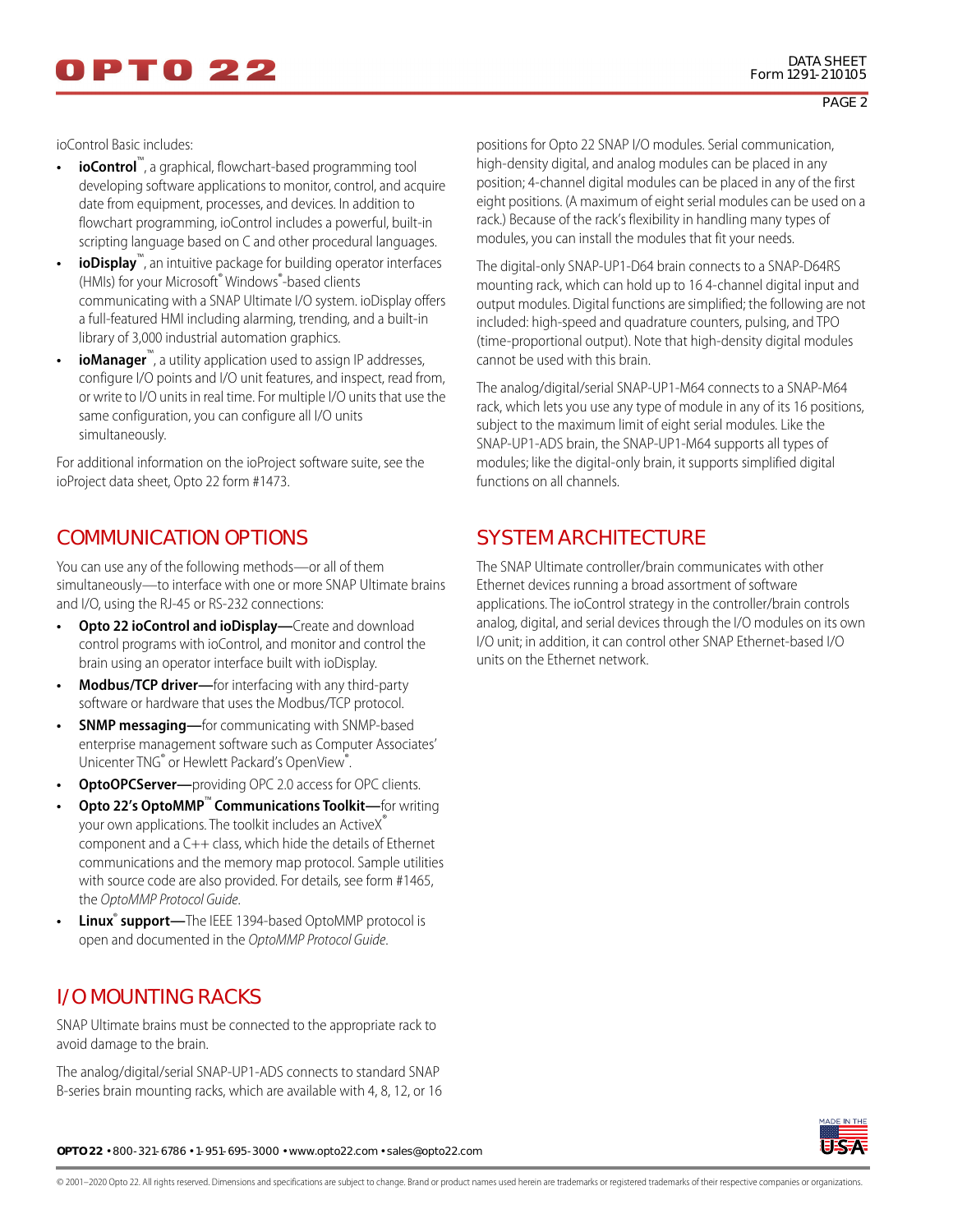ioControl Basic includes:

- **ioControl**™, a graphical, flowchart-based programming tool developing software applications to monitor, control, and acquire date from equipment, processes, and devices. In addition to flowchart programming, ioControl includes a powerful, built-in scripting language based on C and other procedural languages.
- **ioDisplay**™, an intuitive package for building operator interfaces (HMIs) for your Microsoft® Windows®-based clients communicating with a SNAP Ultimate I/O system. ioDisplay offers a full-featured HMI including alarming, trending, and a built-in library of 3,000 industrial automation graphics.
- **ioManager**™, a utility application used to assign IP addresses, configure I/O points and I/O unit features, and inspect, read from, or write to I/O units in real time. For multiple I/O units that use the same configuration, you can configure all I/O units simultaneously.

For additional information on the ioProject software suite, see the ioProject data sheet, Opto 22 form #1473.

## COMMUNICATION OPTIONS

You can use any of the following methods—or all of them simultaneously—to interface with one or more SNAP Ultimate brains and I/O, using the RJ-45 or RS-232 connections:

- **Opto 22 ioControl and ioDisplay—**Create and download control programs with ioControl, and monitor and control the brain using an operator interface built with ioDisplay.
- **Modbus/TCP driver—**for interfacing with any third-party software or hardware that uses the Modbus/TCP protocol.
- **SNMP messaging—**for communicating with SNMP-based enterprise management software such as Computer Associates' Unicenter TNG® or Hewlett Packard's OpenView®.
- **OptoOPCServer—**providing OPC 2.0 access for OPC clients.
- **Opto 22's OptoMMP**™ **Communications Toolkit—**for writing your own applications. The toolkit includes an ActiveX® component and a C++ class, which hide the details of Ethernet communications and the memory map protocol. Sample utilities with source code are also provided. For details, see form #1465, the *OptoMMP Protocol Guide*.
- **Linux**® **support—**The IEEE 1394-based OptoMMP protocol is open and documented in the *OptoMMP Protocol Guide*.

## I/O MOUNTING RACKS

SNAP Ultimate brains must be connected to the appropriate rack to avoid damage to the brain.

The analog/digital/serial SNAP-UP1-ADS connects to standard SNAP B-series brain mounting racks, which are available with 4, 8, 12, or 16 positions for Opto 22 SNAP I/O modules. Serial communication, high-density digital, and analog modules can be placed in any position; 4-channel digital modules can be placed in any of the first eight positions. (A maximum of eight serial modules can be used on a rack.) Because of the rack's flexibility in handling many types of modules, you can install the modules that fit your needs.

The digital-only SNAP-UP1-D64 brain connects to a SNAP-D64RS mounting rack, which can hold up to 16 4-channel digital input and output modules. Digital functions are simplified; the following are not included: high-speed and quadrature counters, pulsing, and TPO (time-proportional output). Note that high-density digital modules cannot be used with this brain.

The analog/digital/serial SNAP-UP1-M64 connects to a SNAP-M64 rack, which lets you use any type of module in any of its 16 positions, subject to the maximum limit of eight serial modules. Like the SNAP-UP1-ADS brain, the SNAP-UP1-M64 supports all types of modules; like the digital-only brain, it supports simplified digital functions on all channels.

## SYSTEM ARCHITECTURE

The SNAP Ultimate controller/brain communicates with other Ethernet devices running a broad assortment of software applications. The ioControl strategy in the controller/brain controls analog, digital, and serial devices through the I/O modules on its own I/O unit; in addition, it can control other SNAP Ethernet-based I/O units on the Ethernet network.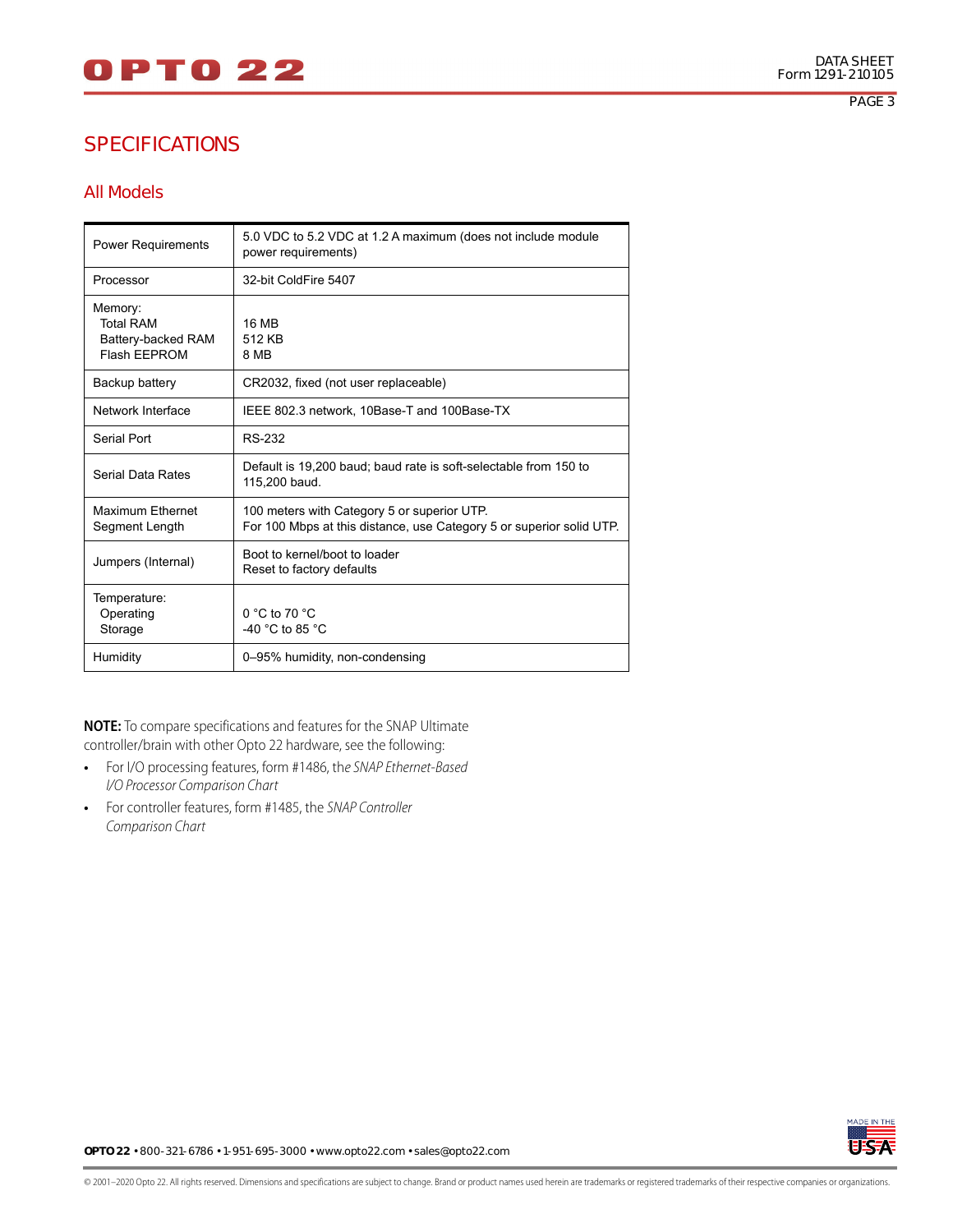# SPECIFICATIONS

## All Models

| | |
|---|---|
| Power Requirements | 5.0 VDC to 5.2 VDC at 1.2 A maximum (does not include module power requirements) |
| Processor | 32-bit ColdFire 5407 |
| Memory:<br>Total RAM<br>Battery-backed RAM<br>Flash EEPROM | <br>16 MB<br>512 KB<br>8 MB |
| Backup battery | CR2032, fixed (not user replaceable) |
| Network Interface | IEEE 802.3 network, 10Base-T and 100Base-TX |
| Serial Port | RS-232 |
| Serial Data Rates | Default is 19,200 baud; baud rate is soft-selectable from 150 to 115,200 baud. |
| Maximum Ethernet Segment Length | 100 meters with Category 5 or superior UTP.<br>For 100 Mbps at this distance, use Category 5 or superior solid UTP. |
| Jumpers (Internal) | Boot to kernel/boot to loader<br>Reset to factory defaults |
| Temperature:<br>Operating<br>Storage | <br>0 °C to 70 °C<br>-40 °C to 85 °C |
| Humidity | 0–95% humidity, non-condensing |

**NOTE:** To compare specifications and features for the SNAP Ultimate controller/brain with other Opto 22 hardware, see the following:

- For I/O processing features, form #1486, the *SNAP Ethernet-Based I/O Processor Comparison Chart*
- For controller features, form #1485, the *SNAP Controller Comparison Chart*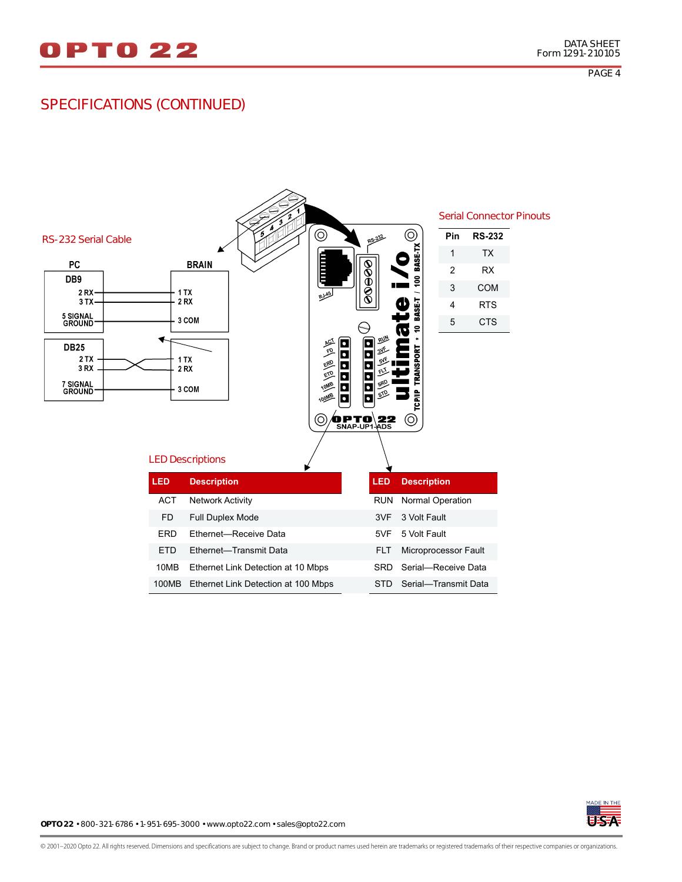## SPECIFICATIONS (CONTINUED)

### RS-232 Serial Cable

| PC | | BRAIN |
|---|---|---|
| DB9 | | |
| 2 RX | — | 1 TX |
| 3 TX | — | 2 RX |
| 5 SIGNAL GROUND | — | 3 COM |
| DB25 | | |
| 2 TX | — | 1 TX |
| 3 RX | — | 2 RX |
| 7 SIGNAL GROUND | — | 3 COM |

### Serial Connector Pinouts

| Pin | RS-232 |
|---|---|
| 1 | TX |
| 2 | RX |
| 3 | COM |
| 4 | RTS |
| 5 | CTS |

### LED Descriptions

| LED | Description |
|---|---|
| ACT | Network Activity |
| FD | Full Duplex Mode |
| ERD | Ethernet—Receive Data |
| ETD | Ethernet—Transmit Data |
| 10MB | Ethernet Link Detection at 10 Mbps |
| 100MB | Ethernet Link Detection at 100 Mbps |

| LED | Description |
|---|---|
| RUN | Normal Operation |
| 3VF | 3 Volt Fault |
| 5VF | 5 Volt Fault |
| FLT | Microprocessor Fault |
| SRD | Serial—Receive Data |
| STD | Serial—Transmit Data |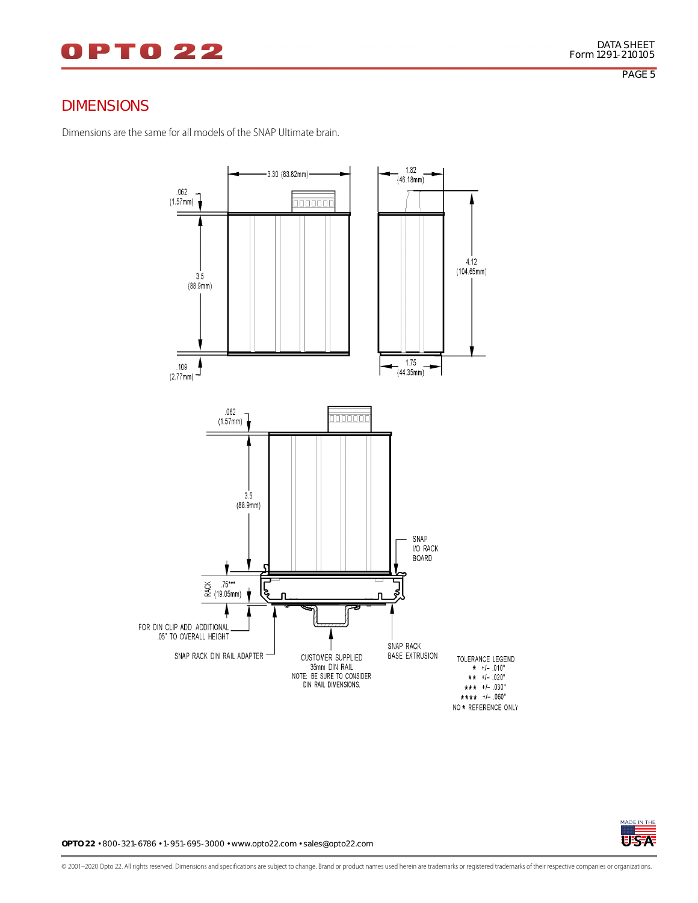## DIMENSIONS

Dimensions are the same for all models of the SNAP Ultimate brain.

3.30 (83.82mm)

1.82 (46.18mm)

.062 (1.57mm)

3.5 (88.9mm)

4.12 (104.65mm)

.109 (2.77mm)

1.75 (44.35mm)

.062 (1.57mm)

3.5 (88.9mm)

SNAP I/O RACK BOARD

RACK .75*** (19.05mm)

FOR DIN CLIP ADD ADDITIONAL .05" TO OVERALL HEIGHT

SNAP RACK DIN RAIL ADAPTER

CUSTOMER SUPPLIED 35mm DIN RAIL NOTE: BE SURE TO CONSIDER DIN RAIL DIMENSIONS.

SNAP RACK BASE EXTRUSION

TOLERANCE LEGEND
* +/- .010"
** +/- .020"
*** +/- .030"
**** +/- .060"
NO * REFERENCE ONLY

**OPTO 22** • 800-321-6786 • 1-951-695-3000 • www.opto22.com • sales@opto22.com

© 2001–2020 Opto 22. All rights reserved. Dimensions and specifications are subject to change. Brand or product names used herein are trademarks or registered trademarks of their respective companies or organizations.